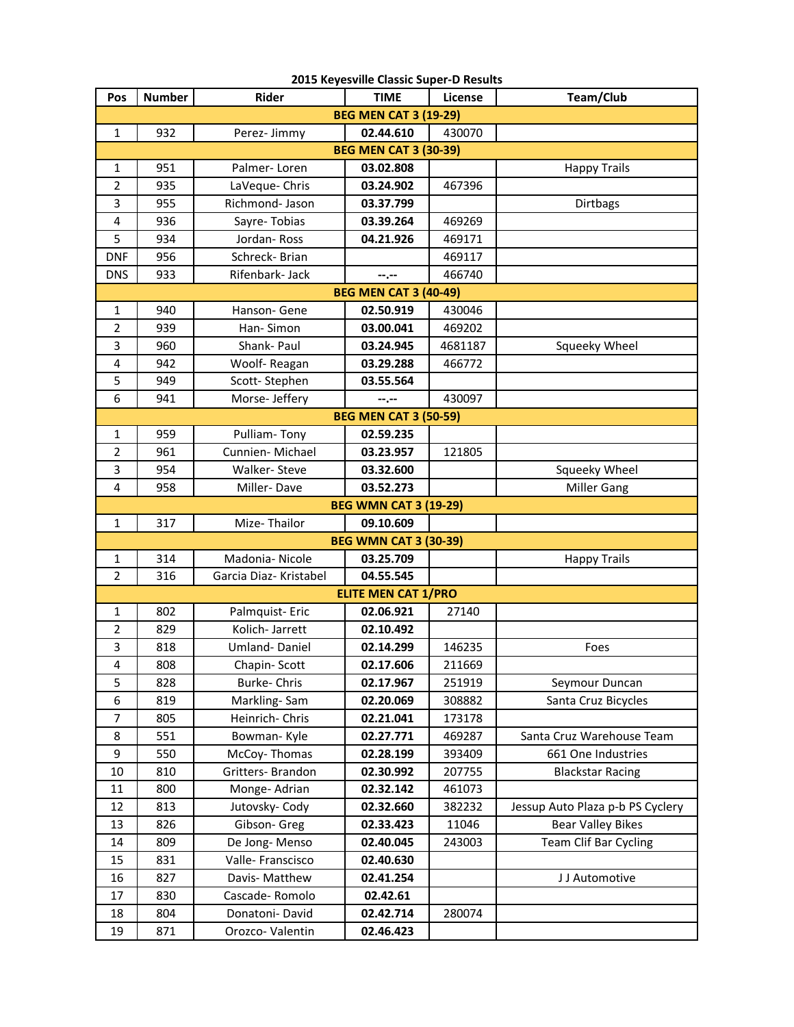**2015 Keyesville Classic Super-D Results**

| Pos | Number | Rider | TIME | License | Team/Club |
|---|---|---|---|---|---|
| | | | **BEG MEN CAT 3 (19-29)** | | |
| 1 | 932 | Perez- Jimmy | **02.44.610** | 430070 | |
| | | | **BEG MEN CAT 3 (30-39)** | | |
| 1 | 951 | Palmer- Loren | **03.02.808** | | Happy Trails |
| 2 | 935 | LaVeque- Chris | **03.24.902** | 467396 | |
| 3 | 955 | Richmond- Jason | **03.37.799** | | Dirtbags |
| 4 | 936 | Sayre- Tobias | **03.39.264** | 469269 | |
| 5 | 934 | Jordan- Ross | **04.21.926** | 469171 | |
| DNF | 956 | Schreck- Brian | | 469117 | |
| DNS | 933 | Rifenbark- Jack | **--.--** | 466740 | |
| | | | **BEG MEN CAT 3 (40-49)** | | |
| 1 | 940 | Hanson- Gene | **02.50.919** | 430046 | |
| 2 | 939 | Han- Simon | **03.00.041** | 469202 | |
| 3 | 960 | Shank- Paul | **03.24.945** | 4681187 | Squeeky Wheel |
| 4 | 942 | Woolf- Reagan | **03.29.288** | 466772 | |
| 5 | 949 | Scott- Stephen | **03.55.564** | | |
| 6 | 941 | Morse- Jeffery | **--.--** | 430097 | |
| | | | **BEG MEN CAT 3 (50-59)** | | |
| 1 | 959 | Pulliam- Tony | **02.59.235** | | |
| 2 | 961 | Cunnien- Michael | **03.23.957** | 121805 | |
| 3 | 954 | Walker- Steve | **03.32.600** | | Squeeky Wheel |
| 4 | 958 | Miller- Dave | **03.52.273** | | Miller Gang |
| | | | **BEG WMN CAT 3 (19-29)** | | |
| 1 | 317 | Mize- Thailor | **09.10.609** | | |
| | | | **BEG WMN CAT 3 (30-39)** | | |
| 1 | 314 | Madonia- Nicole | **03.25.709** | | Happy Trails |
| 2 | 316 | Garcia Diaz- Kristabel | **04.55.545** | | |
| | | | **ELITE MEN CAT 1/PRO** | | |
| 1 | 802 | Palmquist- Eric | **02.06.921** | 27140 | |
| 2 | 829 | Kolich- Jarrett | **02.10.492** | | |
| 3 | 818 | Umland- Daniel | **02.14.299** | 146235 | Foes |
| 4 | 808 | Chapin- Scott | **02.17.606** | 211669 | |
| 5 | 828 | Burke- Chris | **02.17.967** | 251919 | Seymour Duncan |
| 6 | 819 | Markling- Sam | **02.20.069** | 308882 | Santa Cruz Bicycles |
| 7 | 805 | Heinrich- Chris | **02.21.041** | 173178 | |
| 8 | 551 | Bowman- Kyle | **02.27.771** | 469287 | Santa Cruz Warehouse Team |
| 9 | 550 | McCoy- Thomas | **02.28.199** | 393409 | 661 One Industries |
| 10 | 810 | Gritters- Brandon | **02.30.992** | 207755 | Blackstar Racing |
| 11 | 800 | Monge- Adrian | **02.32.142** | 461073 | |
| 12 | 813 | Jutovsky- Cody | **02.32.660** | 382232 | Jessup Auto Plaza p-b PS Cyclery |
| 13 | 826 | Gibson- Greg | **02.33.423** | 11046 | Bear Valley Bikes |
| 14 | 809 | De Jong- Menso | **02.40.045** | 243003 | Team Clif Bar Cycling |
| 15 | 831 | Valle- Franscisco | **02.40.630** | | |
| 16 | 827 | Davis- Matthew | **02.41.254** | | J J Automotive |
| 17 | 830 | Cascade- Romolo | **02.42.61** | | |
| 18 | 804 | Donatoni- David | **02.42.714** | 280074 | |
| 19 | 871 | Orozco- Valentin | **02.46.423** | | |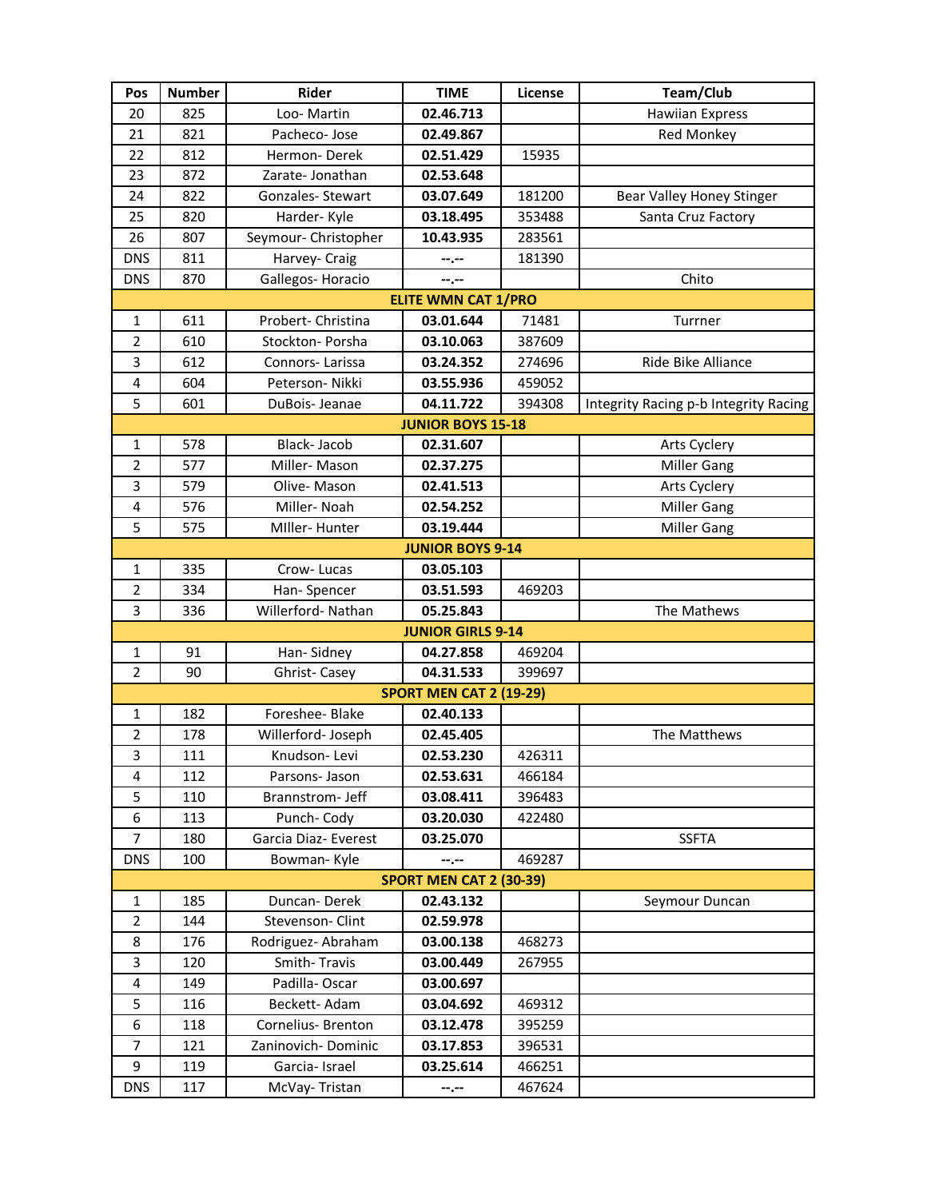| Pos | Number | Rider | TIME | License | Team/Club |
|---|---|---|---|---|---|
| 20 | 825 | Loo- Martin | **02.46.713** | | Hawiian Express |
| 21 | 821 | Pacheco- Jose | **02.49.867** | | Red Monkey |
| 22 | 812 | Hermon- Derek | **02.51.429** | 15935 | |
| 23 | 872 | Zarate- Jonathan | **02.53.648** | | |
| 24 | 822 | Gonzales- Stewart | **03.07.649** | 181200 | Bear Valley Honey Stinger |
| 25 | 820 | Harder- Kyle | **03.18.495** | 353488 | Santa Cruz Factory |
| 26 | 807 | Seymour- Christopher | **10.43.935** | 283561 | |
| DNS | 811 | Harvey- Craig | **--.--** | 181390 | |
| DNS | 870 | Gallegos- Horacio | **--.--** | | Chito |
| | | | **ELITE WMN CAT 1/PRO** | | |
| 1 | 611 | Probert- Christina | **03.01.644** | 71481 | Turrner |
| 2 | 610 | Stockton- Porsha | **03.10.063** | 387609 | |
| 3 | 612 | Connors- Larissa | **03.24.352** | 274696 | Ride Bike Alliance |
| 4 | 604 | Peterson- Nikki | **03.55.936** | 459052 | |
| 5 | 601 | DuBois- Jeanae | **04.11.722** | 394308 | Integrity Racing p-b Integrity Racing |
| | | | **JUNIOR BOYS 15-18** | | |
| 1 | 578 | Black- Jacob | **02.31.607** | | Arts Cyclery |
| 2 | 577 | Miller- Mason | **02.37.275** | | Miller Gang |
| 3 | 579 | Olive- Mason | **02.41.513** | | Arts Cyclery |
| 4 | 576 | Miller- Noah | **02.54.252** | | Miller Gang |
| 5 | 575 | MIller- Hunter | **03.19.444** | | Miller Gang |
| | | | **JUNIOR BOYS 9-14** | | |
| 1 | 335 | Crow- Lucas | **03.05.103** | | |
| 2 | 334 | Han- Spencer | **03.51.593** | 469203 | |
| 3 | 336 | Willerford- Nathan | **05.25.843** | | The Mathews |
| | | | **JUNIOR GIRLS 9-14** | | |
| 1 | 91 | Han- Sidney | **04.27.858** | 469204 | |
| 2 | 90 | Ghrist- Casey | **04.31.533** | 399697 | |
| | | | **SPORT MEN CAT 2 (19-29)** | | |
| 1 | 182 | Foreshee- Blake | **02.40.133** | | |
| 2 | 178 | Willerford- Joseph | **02.45.405** | | The Matthews |
| 3 | 111 | Knudson- Levi | **02.53.230** | 426311 | |
| 4 | 112 | Parsons- Jason | **02.53.631** | 466184 | |
| 5 | 110 | Brannstrom- Jeff | **03.08.411** | 396483 | |
| 6 | 113 | Punch- Cody | **03.20.030** | 422480 | |
| 7 | 180 | Garcia Diaz- Everest | **03.25.070** | | SSFTA |
| DNS | 100 | Bowman- Kyle | **--.--** | 469287 | |
| | | | **SPORT MEN CAT 2 (30-39)** | | |
| 1 | 185 | Duncan- Derek | **02.43.132** | | Seymour Duncan |
| 2 | 144 | Stevenson- Clint | **02.59.978** | | |
| 8 | 176 | Rodriguez- Abraham | **03.00.138** | 468273 | |
| 3 | 120 | Smith- Travis | **03.00.449** | 267955 | |
| 4 | 149 | Padilla- Oscar | **03.00.697** | | |
| 5 | 116 | Beckett- Adam | **03.04.692** | 469312 | |
| 6 | 118 | Cornelius- Brenton | **03.12.478** | 395259 | |
| 7 | 121 | Zaninovich- Dominic | **03.17.853** | 396531 | |
| 9 | 119 | Garcia- Israel | **03.25.614** | 466251 | |
| DNS | 117 | McVay- Tristan | **--.--** | 467624 | |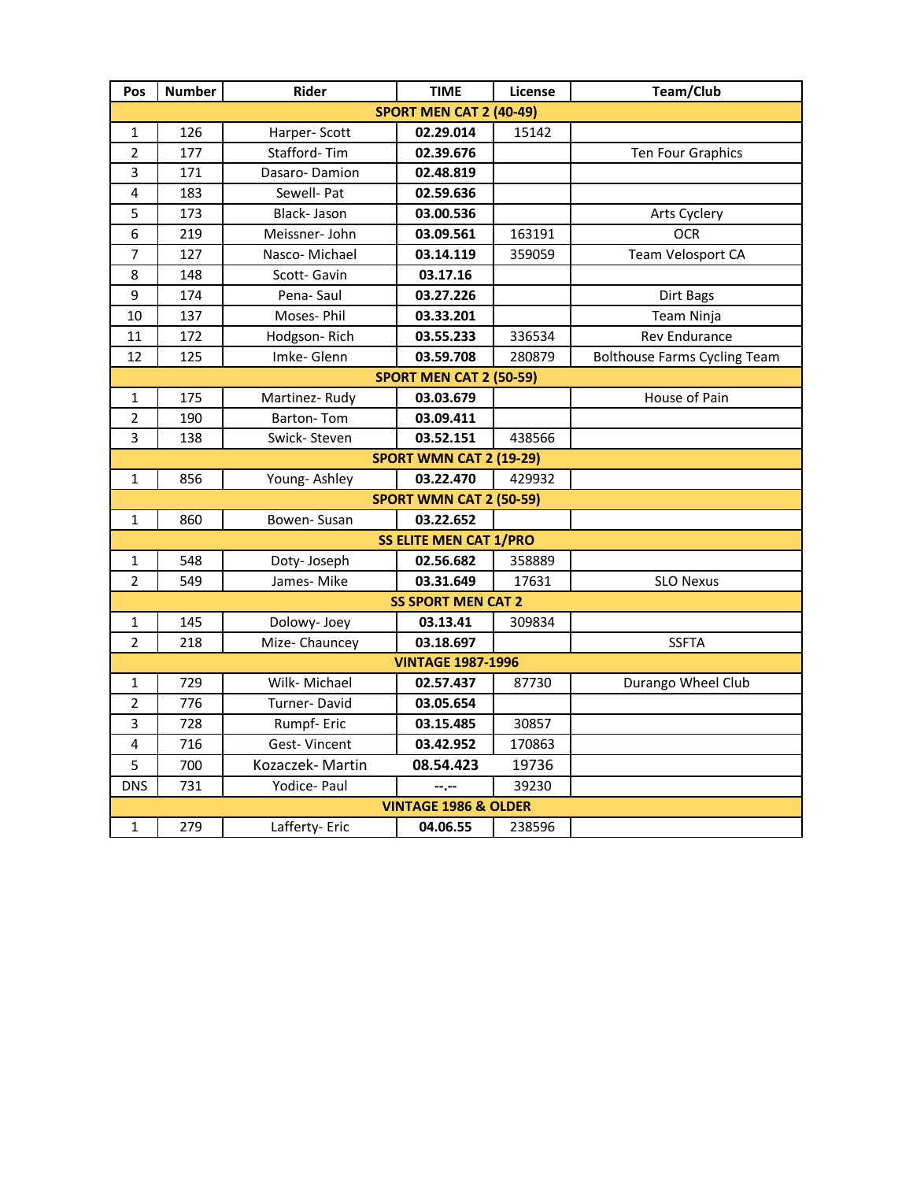| Pos | Number | Rider | TIME | License | Team/Club |
|---|---|---|---|---|---|
| **SPORT MEN CAT 2 (40-49)** | | | | | |
| 1 | 126 | Harper- Scott | **02.29.014** | 15142 | |
| 2 | 177 | Stafford- Tim | **02.39.676** | | Ten Four Graphics |
| 3 | 171 | Dasaro- Damion | **02.48.819** | | |
| 4 | 183 | Sewell- Pat | **02.59.636** | | |
| 5 | 173 | Black- Jason | **03.00.536** | | Arts Cyclery |
| 6 | 219 | Meissner- John | **03.09.561** | 163191 | OCR |
| 7 | 127 | Nasco- Michael | **03.14.119** | 359059 | Team Velosport CA |
| 8 | 148 | Scott- Gavin | **03.17.16** | | |
| 9 | 174 | Pena- Saul | **03.27.226** | | Dirt Bags |
| 10 | 137 | Moses- Phil | **03.33.201** | | Team Ninja |
| 11 | 172 | Hodgson- Rich | **03.55.233** | 336534 | Rev Endurance |
| 12 | 125 | Imke- Glenn | **03.59.708** | 280879 | Bolthouse Farms Cycling Team |
| **SPORT MEN CAT 2 (50-59)** | | | | | |
| 1 | 175 | Martinez- Rudy | **03.03.679** | | House of Pain |
| 2 | 190 | Barton- Tom | **03.09.411** | | |
| 3 | 138 | Swick- Steven | **03.52.151** | 438566 | |
| **SPORT WMN CAT 2 (19-29)** | | | | | |
| 1 | 856 | Young- Ashley | **03.22.470** | 429932 | |
| **SPORT WMN CAT 2 (50-59)** | | | | | |
| 1 | 860 | Bowen- Susan | **03.22.652** | | |
| **SS ELITE MEN CAT 1/PRO** | | | | | |
| 1 | 548 | Doty- Joseph | **02.56.682** | 358889 | |
| 2 | 549 | James- Mike | **03.31.649** | 17631 | SLO Nexus |
| **SS SPORT MEN CAT 2** | | | | | |
| 1 | 145 | Dolowy- Joey | **03.13.41** | 309834 | |
| 2 | 218 | Mize- Chauncey | **03.18.697** | | SSFTA |
| **VINTAGE 1987-1996** | | | | | |
| 1 | 729 | Wilk- Michael | **02.57.437** | 87730 | Durango Wheel Club |
| 2 | 776 | Turner- David | **03.05.654** | | |
| 3 | 728 | Rumpf- Eric | **03.15.485** | 30857 | |
| 4 | 716 | Gest- Vincent | **03.42.952** | 170863 | |
| 5 | 700 | Kozaczek- Martin | **08.54.423** | 19736 | |
| DNS | 731 | Yodice- Paul | **--.--** | 39230 | |
| **VINTAGE 1986 & OLDER** | | | | | |
| 1 | 279 | Lafferty- Eric | **04.06.55** | 238596 | |